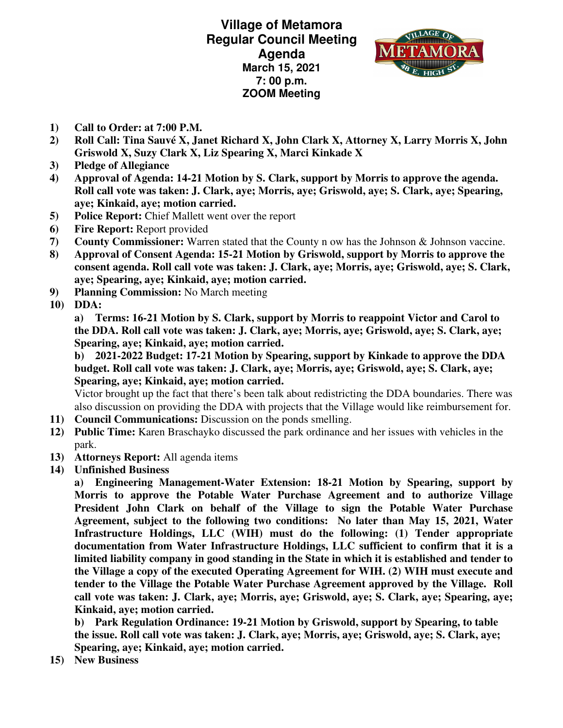# Village of Metamora
## Regular Council Meeting
## Agenda
**March 15, 2021**
**7: 00 p.m.**
**ZOOM Meeting**

1) **Call to Order: at 7:00 P.M.**
2) **Roll Call: Tina Sauvé X, Janet Richard X, John Clark X, Attorney X, Larry Morris X, John Griswold X, Suzy Clark X, Liz Spearing X, Marci Kinkade X**
3) **Pledge of Allegiance**
4) **Approval of Agenda: 14-21 Motion by S. Clark, support by Morris to approve the agenda. Roll call vote was taken: J. Clark, aye; Morris, aye; Griswold, aye; S. Clark, aye; Spearing, aye; Kinkaid, aye; motion carried.**
5) **Police Report:** Chief Mallett went over the report
6) **Fire Report:** Report provided
7) **County Commissioner:** Warren stated that the County n ow has the Johnson & Johnson vaccine.
8) **Approval of Consent Agenda: 15-21 Motion by Griswold, support by Morris to approve the consent agenda. Roll call vote was taken: J. Clark, aye; Morris, aye; Griswold, aye; S. Clark, aye; Spearing, aye; Kinkaid, aye; motion carried.**
9) **Planning Commission:** No March meeting
10) **DDA:**

    **a) Terms: 16-21 Motion by S. Clark, support by Morris to reappoint Victor and Carol to the DDA. Roll call vote was taken: J. Clark, aye; Morris, aye; Griswold, aye; S. Clark, aye; Spearing, aye; Kinkaid, aye; motion carried.**

    **b) 2021-2022 Budget: 17-21 Motion by Spearing, support by Kinkade to approve the DDA budget. Roll call vote was taken: J. Clark, aye; Morris, aye; Griswold, aye; S. Clark, aye; Spearing, aye; Kinkaid, aye; motion carried.**

    Victor brought up the fact that there's been talk about redistricting the DDA boundaries. There was also discussion on providing the DDA with projects that the Village would like reimbursement for.
11) **Council Communications:** Discussion on the ponds smelling.
12) **Public Time:** Karen Braschayko discussed the park ordinance and her issues with vehicles in the park.
13) **Attorneys Report:** All agenda items
14) **Unfinished Business**

    **a) Engineering Management-Water Extension: 18-21 Motion by Spearing, support by Morris to approve the Potable Water Purchase Agreement and to authorize Village President John Clark on behalf of the Village to sign the Potable Water Purchase Agreement, subject to the following two conditions: No later than May 15, 2021, Water Infrastructure Holdings, LLC (WIH) must do the following: (1) Tender appropriate documentation from Water Infrastructure Holdings, LLC sufficient to confirm that it is a limited liability company in good standing in the State in which it is established and tender to the Village a copy of the executed Operating Agreement for WIH. (2) WIH must execute and tender to the Village the Potable Water Purchase Agreement approved by the Village. Roll call vote was taken: J. Clark, aye; Morris, aye; Griswold, aye; S. Clark, aye; Spearing, aye; Kinkaid, aye; motion carried.**

    **b) Park Regulation Ordinance: 19-21 Motion by Griswold, support by Spearing, to table the issue. Roll call vote was taken: J. Clark, aye; Morris, aye; Griswold, aye; S. Clark, aye; Spearing, aye; Kinkaid, aye; motion carried.**
15) **New Business**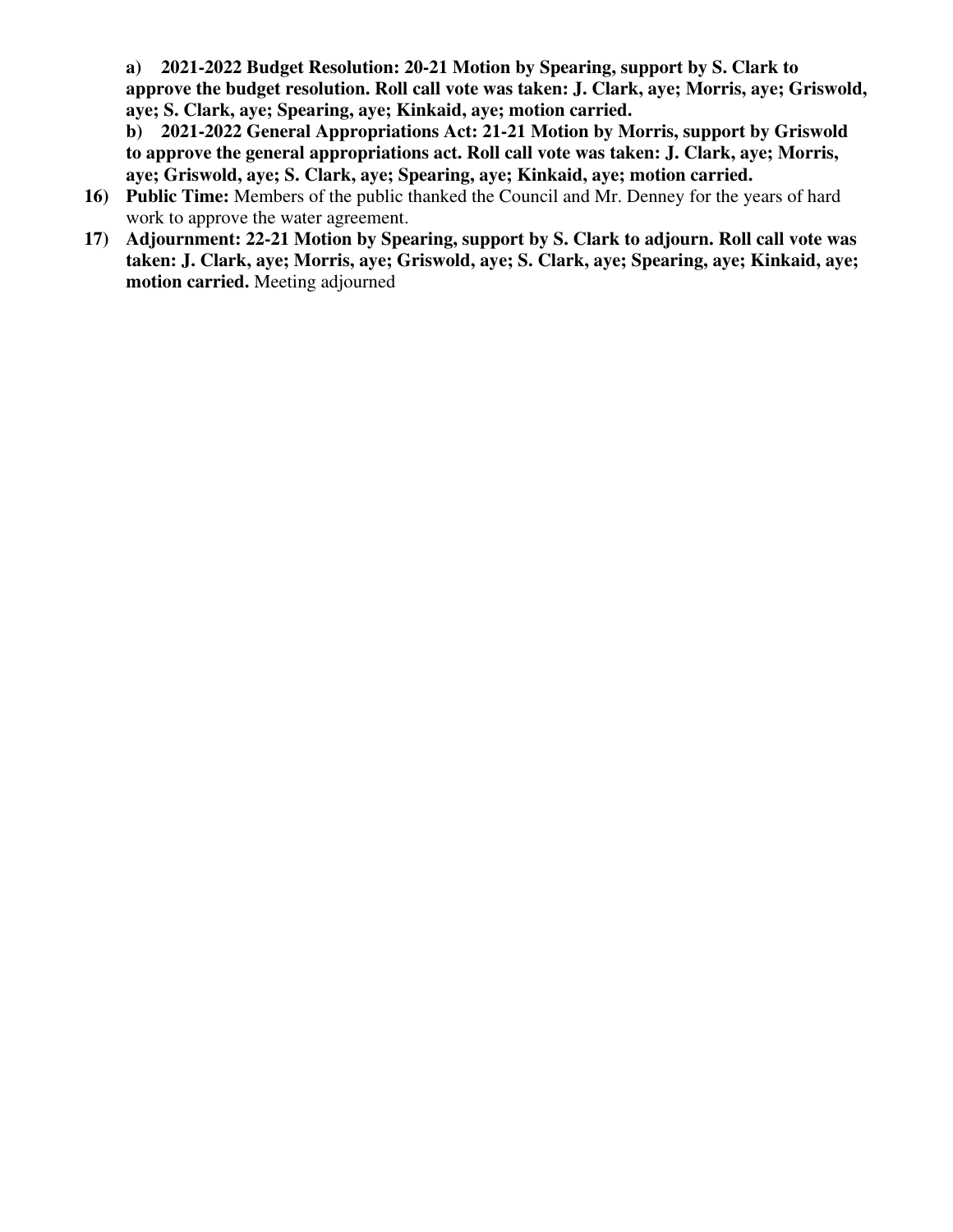**a) 2021-2022 Budget Resolution: 20-21 Motion by Spearing, support by S. Clark to approve the budget resolution. Roll call vote was taken: J. Clark, aye; Morris, aye; Griswold, aye; S. Clark, aye; Spearing, aye; Kinkaid, aye; motion carried.**

**b) 2021-2022 General Appropriations Act: 21-21 Motion by Morris, support by Griswold to approve the general appropriations act. Roll call vote was taken: J. Clark, aye; Morris, aye; Griswold, aye; S. Clark, aye; Spearing, aye; Kinkaid, aye; motion carried.**

16) **Public Time:** Members of the public thanked the Council and Mr. Denney for the years of hard work to approve the water agreement.

17) **Adjournment: 22-21 Motion by Spearing, support by S. Clark to adjourn. Roll call vote was taken: J. Clark, aye; Morris, aye; Griswold, aye; S. Clark, aye; Spearing, aye; Kinkaid, aye; motion carried.** Meeting adjourned